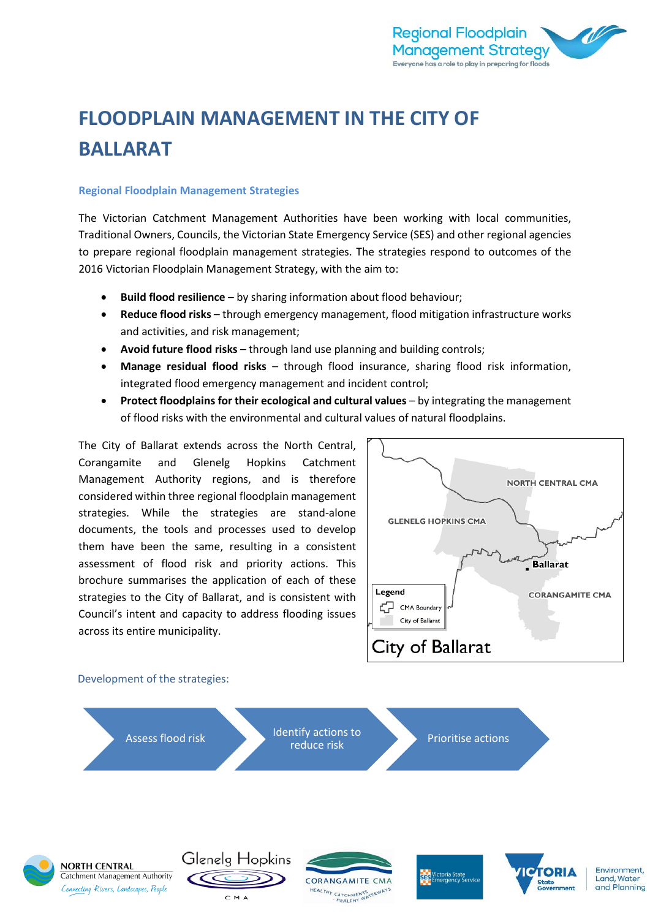# FLOODPLAIN MANAGEMENT IN THE CITY OF BALLARAT

### Regional Floodplain Management Strategies

The Victorian Catchment Management Authorities have been working with local communities, Traditional Owners, Councils, the Victorian State Emergency Service (SES) and other regional agencies to prepare regional floodplain management strategies. The strategies respond to outcomes of the 2016 Victorian Floodplain Management Strategy, with the aim to:

- **Build flood resilience** – by sharing information about flood behaviour;
- **Reduce flood risks** – through emergency management, flood mitigation infrastructure works and activities, and risk management;
- **Avoid future flood risks** – through land use planning and building controls;
- **Manage residual flood risks** – through flood insurance, sharing flood risk information, integrated flood emergency management and incident control;
- **Protect floodplains for their ecological and cultural values** – by integrating the management of flood risks with the environmental and cultural values of natural floodplains.

The City of Ballarat extends across the North Central, Corangamite and Glenelg Hopkins Catchment Management Authority regions, and is therefore considered within three regional floodplain management strategies. While the strategies are stand-alone documents, the tools and processes used to develop them have been the same, resulting in a consistent assessment of flood risk and priority actions. This brochure summarises the application of each of these strategies to the City of Ballarat, and is consistent with Council's intent and capacity to address flooding issues across its entire municipality.

City of Ballarat

Development of the strategies:

Assess flood risk → Identify actions to reduce risk → Prioritise actions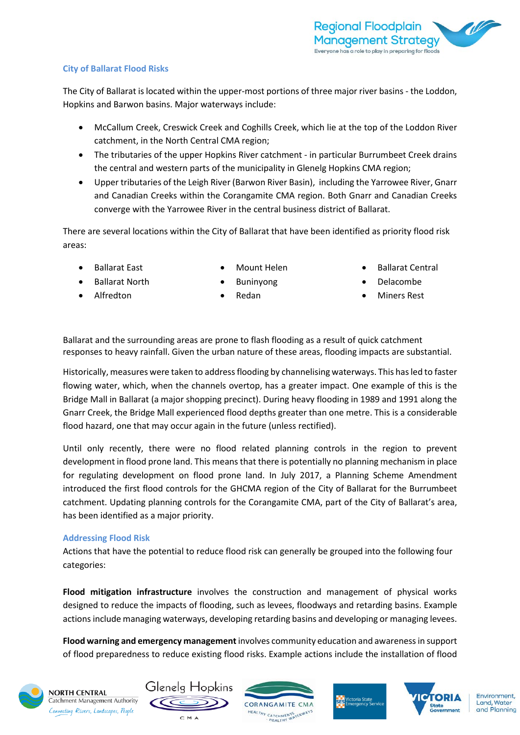## City of Ballarat Flood Risks

The City of Ballarat is located within the upper-most portions of three major river basins - the Loddon, Hopkins and Barwon basins. Major waterways include:

- McCallum Creek, Creswick Creek and Coghills Creek, which lie at the top of the Loddon River catchment, in the North Central CMA region;
- The tributaries of the upper Hopkins River catchment - in particular Burrumbeet Creek drains the central and western parts of the municipality in Glenelg Hopkins CMA region;
- Upper tributaries of the Leigh River (Barwon River Basin), including the Yarrowee River, Gnarr and Canadian Creeks within the Corangamite CMA region. Both Gnarr and Canadian Creeks converge with the Yarrowee River in the central business district of Ballarat.

There are several locations within the City of Ballarat that have been identified as priority flood risk areas:

- Ballarat East
- Ballarat North
- Alfredton
- Mount Helen
- Buninyong
- Redan
- Ballarat Central
- Delacombe
- Miners Rest

Ballarat and the surrounding areas are prone to flash flooding as a result of quick catchment responses to heavy rainfall. Given the urban nature of these areas, flooding impacts are substantial.

Historically, measures were taken to address flooding by channelising waterways. This has led to faster flowing water, which, when the channels overtop, has a greater impact. One example of this is the Bridge Mall in Ballarat (a major shopping precinct). During heavy flooding in 1989 and 1991 along the Gnarr Creek, the Bridge Mall experienced flood depths greater than one metre. This is a considerable flood hazard, one that may occur again in the future (unless rectified).

Until only recently, there were no flood related planning controls in the region to prevent development in flood prone land. This means that there is potentially no planning mechanism in place for regulating development on flood prone land. In July 2017, a Planning Scheme Amendment introduced the first flood controls for the GHCMA region of the City of Ballarat for the Burrumbeet catchment. Updating planning controls for the Corangamite CMA, part of the City of Ballarat's area, has been identified as a major priority.

## Addressing Flood Risk

Actions that have the potential to reduce flood risk can generally be grouped into the following four categories:

**Flood mitigation infrastructure** involves the construction and management of physical works designed to reduce the impacts of flooding, such as levees, floodways and retarding basins. Example actions include managing waterways, developing retarding basins and developing or managing levees.

**Flood warning and emergency management** involves community education and awareness in support of flood preparedness to reduce existing flood risks. Example actions include the installation of flood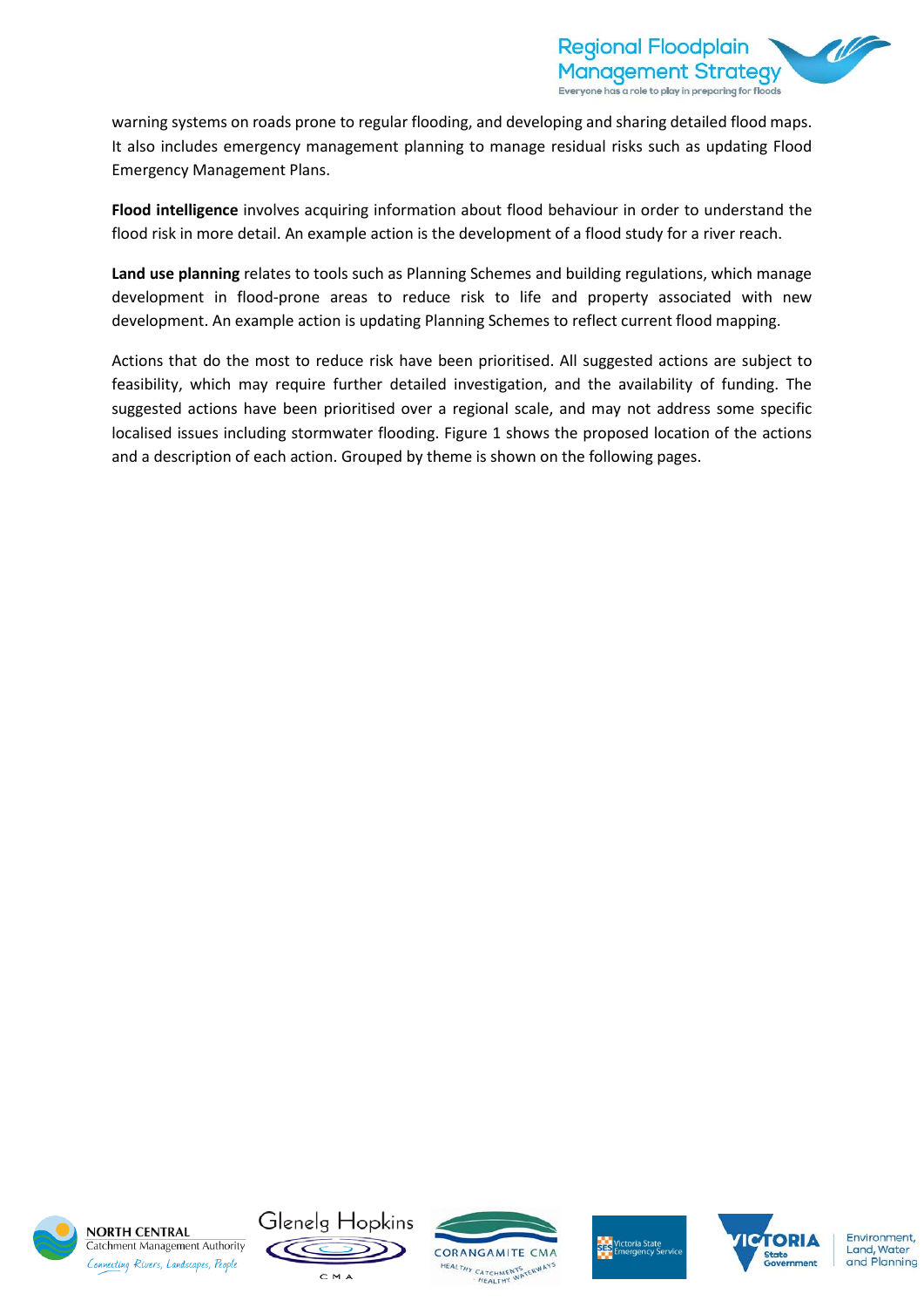warning systems on roads prone to regular flooding, and developing and sharing detailed flood maps. It also includes emergency management planning to manage residual risks such as updating Flood Emergency Management Plans.

**Flood intelligence** involves acquiring information about flood behaviour in order to understand the flood risk in more detail. An example action is the development of a flood study for a river reach.

**Land use planning** relates to tools such as Planning Schemes and building regulations, which manage development in flood-prone areas to reduce risk to life and property associated with new development. An example action is updating Planning Schemes to reflect current flood mapping.

Actions that do the most to reduce risk have been prioritised. All suggested actions are subject to feasibility, which may require further detailed investigation, and the availability of funding. The suggested actions have been prioritised over a regional scale, and may not address some specific localised issues including stormwater flooding. Figure 1 shows the proposed location of the actions and a description of each action. Grouped by theme is shown on the following pages.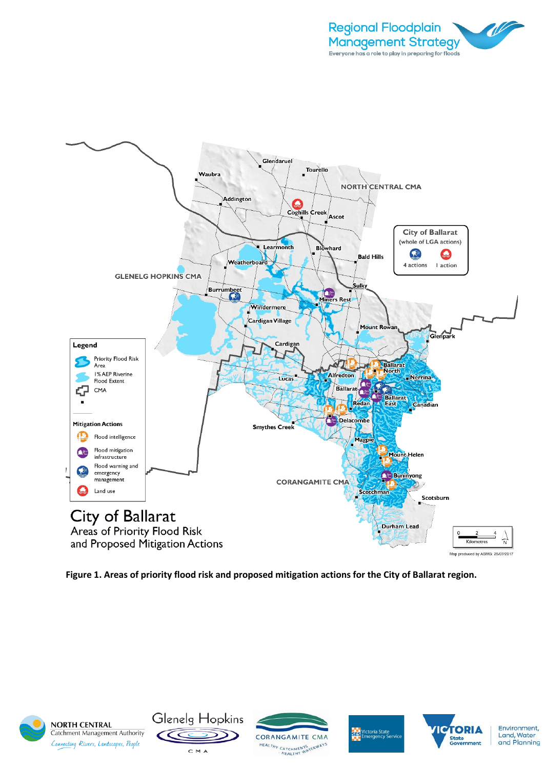**Figure 1. Areas of priority flood risk and proposed mitigation actions for the City of Ballarat region.**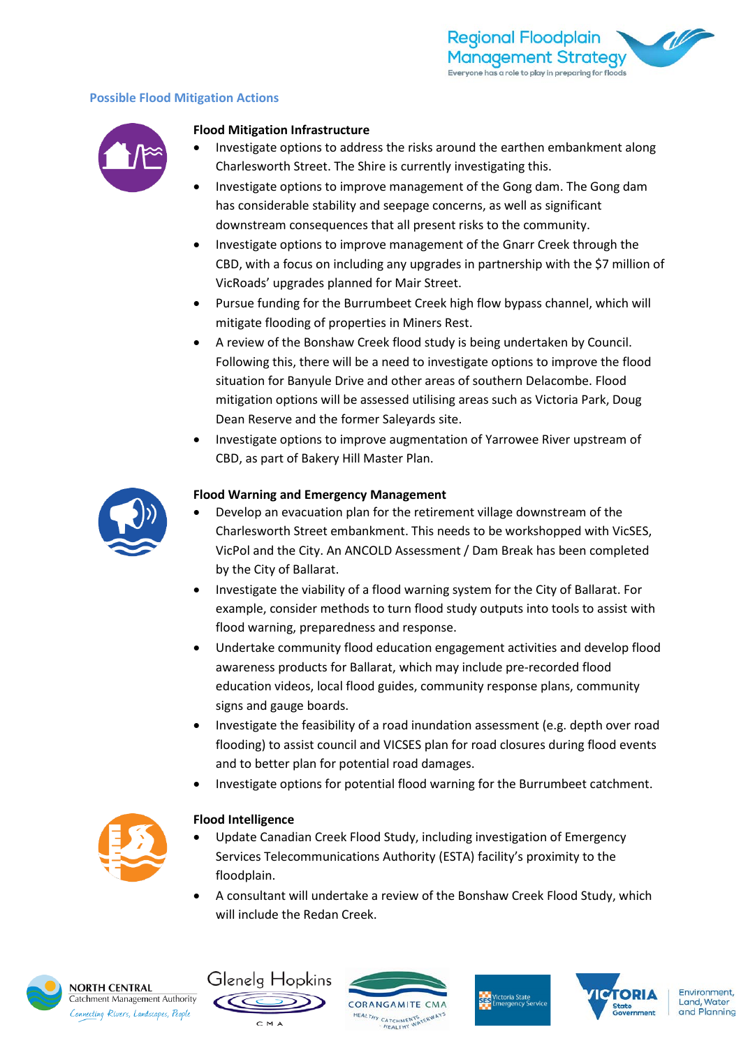## Possible Flood Mitigation Actions

### Flood Mitigation Infrastructure

- Investigate options to address the risks around the earthen embankment along Charlesworth Street. The Shire is currently investigating this.
- Investigate options to improve management of the Gong dam. The Gong dam has considerable stability and seepage concerns, as well as significant downstream consequences that all present risks to the community.
- Investigate options to improve management of the Gnarr Creek through the CBD, with a focus on including any upgrades in partnership with the $7 million of VicRoads' upgrades planned for Mair Street.
- Pursue funding for the Burrumbeet Creek high flow bypass channel, which will mitigate flooding of properties in Miners Rest.
- A review of the Bonshaw Creek flood study is being undertaken by Council. Following this, there will be a need to investigate options to improve the flood situation for Banyule Drive and other areas of southern Delacombe. Flood mitigation options will be assessed utilising areas such as Victoria Park, Doug Dean Reserve and the former Saleyards site.
- Investigate options to improve augmentation of Yarrowee River upstream of CBD, as part of Bakery Hill Master Plan.

### Flood Warning and Emergency Management

- Develop an evacuation plan for the retirement village downstream of the Charlesworth Street embankment. This needs to be workshopped with VicSES, VicPol and the City. An ANCOLD Assessment / Dam Break has been completed by the City of Ballarat.
- Investigate the viability of a flood warning system for the City of Ballarat. For example, consider methods to turn flood study outputs into tools to assist with flood warning, preparedness and response.
- Undertake community flood education engagement activities and develop flood awareness products for Ballarat, which may include pre-recorded flood education videos, local flood guides, community response plans, community signs and gauge boards.
- Investigate the feasibility of a road inundation assessment (e.g. depth over road flooding) to assist council and VICSES plan for road closures during flood events and to better plan for potential road damages.
- Investigate options for potential flood warning for the Burrumbeet catchment.

### Flood Intelligence

- Update Canadian Creek Flood Study, including investigation of Emergency Services Telecommunications Authority (ESTA) facility's proximity to the floodplain.
- A consultant will undertake a review of the Bonshaw Creek Flood Study, which will include the Redan Creek.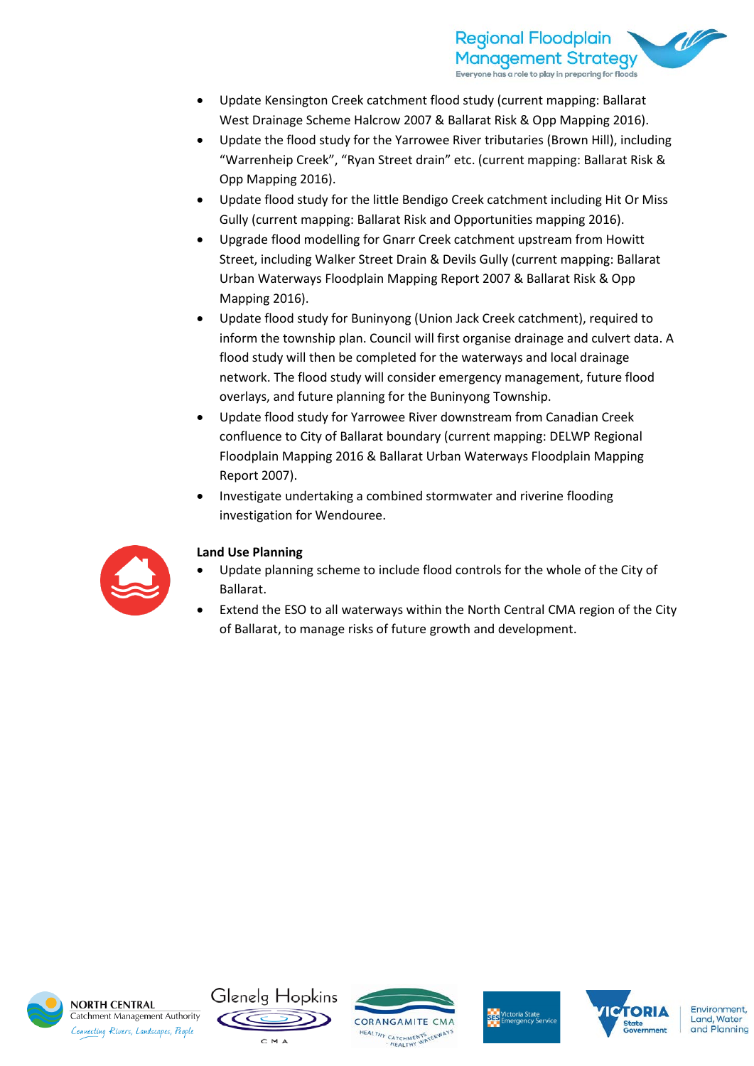- Update Kensington Creek catchment flood study (current mapping: Ballarat West Drainage Scheme Halcrow 2007 & Ballarat Risk & Opp Mapping 2016).
- Update the flood study for the Yarrowee River tributaries (Brown Hill), including “Warrenheip Creek”, “Ryan Street drain” etc. (current mapping: Ballarat Risk & Opp Mapping 2016).
- Update flood study for the little Bendigo Creek catchment including Hit Or Miss Gully (current mapping: Ballarat Risk and Opportunities mapping 2016).
- Upgrade flood modelling for Gnarr Creek catchment upstream from Howitt Street, including Walker Street Drain & Devils Gully (current mapping: Ballarat Urban Waterways Floodplain Mapping Report 2007 & Ballarat Risk & Opp Mapping 2016).
- Update flood study for Buninyong (Union Jack Creek catchment), required to inform the township plan. Council will first organise drainage and culvert data. A flood study will then be completed for the waterways and local drainage network. The flood study will consider emergency management, future flood overlays, and future planning for the Buninyong Township.
- Update flood study for Yarrowee River downstream from Canadian Creek confluence to City of Ballarat boundary (current mapping: DELWP Regional Floodplain Mapping 2016 & Ballarat Urban Waterways Floodplain Mapping Report 2007).
- Investigate undertaking a combined stormwater and riverine flooding investigation for Wendouree.

**Land Use Planning**

- Update planning scheme to include flood controls for the whole of the City of Ballarat.
- Extend the ESO to all waterways within the North Central CMA region of the City of Ballarat, to manage risks of future growth and development.